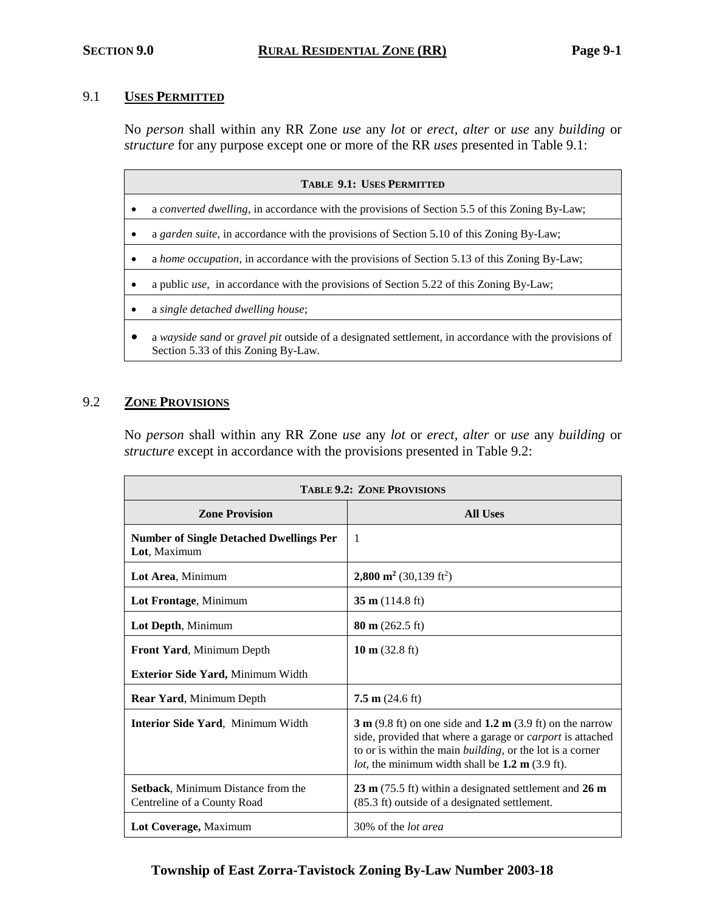## 9.1 USES PERMITTED

No *person* shall within any RR Zone *use* any *lot* or *erect*, *alter* or *use* any *building* or *structure* for any purpose except one or more of the RR *uses* presented in Table 9.1:

| TABLE 9.1: USES PERMITTED |
| --- |
| • a *converted dwelling*, in accordance with the provisions of Section 5.5 of this Zoning By-Law; |
| • a *garden suite*, in accordance with the provisions of Section 5.10 of this Zoning By-Law; |
| • a *home occupation*, in accordance with the provisions of Section 5.13 of this Zoning By-Law; |
| • a public *use*, in accordance with the provisions of Section 5.22 of this Zoning By-Law; |
| • a *single detached dwelling house*; |
| • a *wayside sand* or *gravel pit* outside of a designated settlement, in accordance with the provisions of Section 5.33 of this Zoning By-Law. |

## 9.2 ZONE PROVISIONS

No *person* shall within any RR Zone *use* any *lot* or *erect*, *alter* or *use* any *building* or *structure* except in accordance with the provisions presented in Table 9.2:

| TABLE 9.2: ZONE PROVISIONS | |
| --- | --- |
| **Zone Provision** | **All Uses** |
| **Number of Single Detached Dwellings Per Lot**, Maximum | 1 |
| **Lot Area**, Minimum | **2,800 m$^2$** (30,139 ft$^2$) |
| **Lot Frontage**, Minimum | **35 m** (114.8 ft) |
| **Lot Depth**, Minimum | **80 m** (262.5 ft) |
| **Front Yard**, Minimum Depth<br>**Exterior Side Yard,** Minimum Width | **10 m** (32.8 ft) |
| **Rear Yard**, Minimum Depth | **7.5 m** (24.6 ft) |
| **Interior Side Yard**, Minimum Width | **3 m** (9.8 ft) on one side and **1.2 m** (3.9 ft) on the narrow side, provided that where a garage or *carport* is attached to or is within the main *building*, or the lot is a corner *lot*, the minimum width shall be **1.2 m** (3.9 ft). |
| **Setback**, Minimum Distance from the Centreline of a County Road | **23 m** (75.5 ft) within a designated settlement and **26 m** (85.3 ft) outside of a designated settlement. |
| **Lot Coverage,** Maximum | 30% of the *lot area* |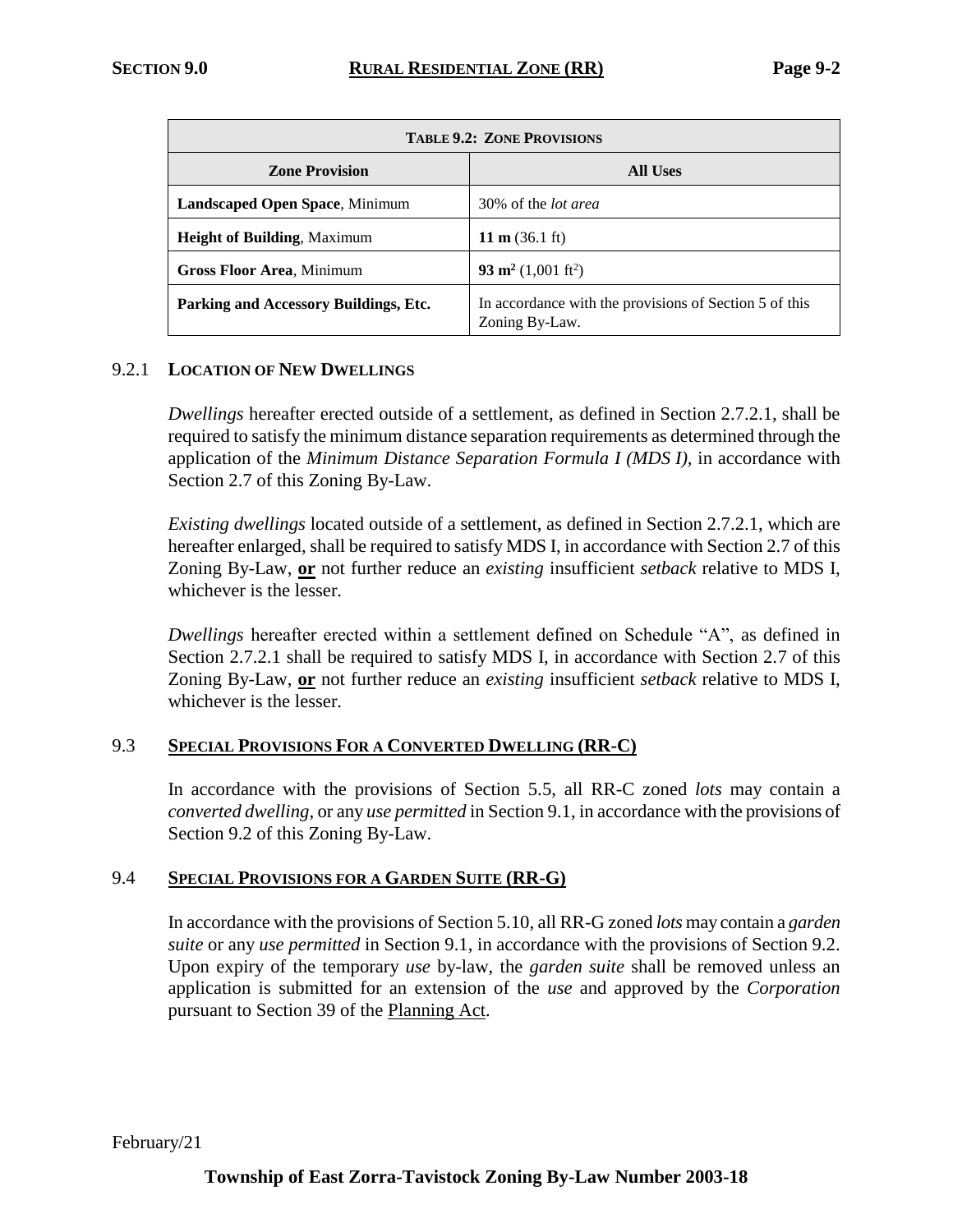| **TABLE 9.2: ZONE PROVISIONS** | |
|---|---|
| **Zone Provision** | **All Uses** |
| **Landscaped Open Space**, Minimum | 30% of the *lot area* |
| **Height of Building**, Maximum | **11 m** (36.1 ft) |
| **Gross Floor Area**, Minimum | **93 m$^2$** (1,001 ft$^2$) |
| **Parking and Accessory Buildings, Etc.** | In accordance with the provisions of Section 5 of this Zoning By-Law. |

### 9.2.1 LOCATION OF NEW DWELLINGS

*Dwellings* hereafter erected outside of a settlement, as defined in Section 2.7.2.1, shall be required to satisfy the minimum distance separation requirements as determined through the application of the *Minimum Distance Separation Formula I (MDS I),* in accordance with Section 2.7 of this Zoning By-Law.

*Existing dwellings* located outside of a settlement, as defined in Section 2.7.2.1, which are hereafter enlarged, shall be required to satisfy MDS I, in accordance with Section 2.7 of this Zoning By-Law, **or** not further reduce an *existing* insufficient *setback* relative to MDS I, whichever is the lesser.

*Dwellings* hereafter erected within a settlement defined on Schedule "A", as defined in Section 2.7.2.1 shall be required to satisfy MDS I, in accordance with Section 2.7 of this Zoning By-Law, **or** not further reduce an *existing* insufficient *setback* relative to MDS I, whichever is the lesser.

## 9.3 SPECIAL PROVISIONS FOR A CONVERTED DWELLING (RR-C)

In accordance with the provisions of Section 5.5, all RR-C zoned *lots* may contain a *converted dwelling*, or any *use permitted* in Section 9.1, in accordance with the provisions of Section 9.2 of this Zoning By-Law.

## 9.4 SPECIAL PROVISIONS FOR A GARDEN SUITE (RR-G)

In accordance with the provisions of Section 5.10, all RR-G zoned *lots* may contain a *garden suite* or any *use permitted* in Section 9.1, in accordance with the provisions of Section 9.2. Upon expiry of the temporary *use* by-law, the *garden suite* shall be removed unless an application is submitted for an extension of the *use* and approved by the *Corporation* pursuant to Section 39 of the Planning Act.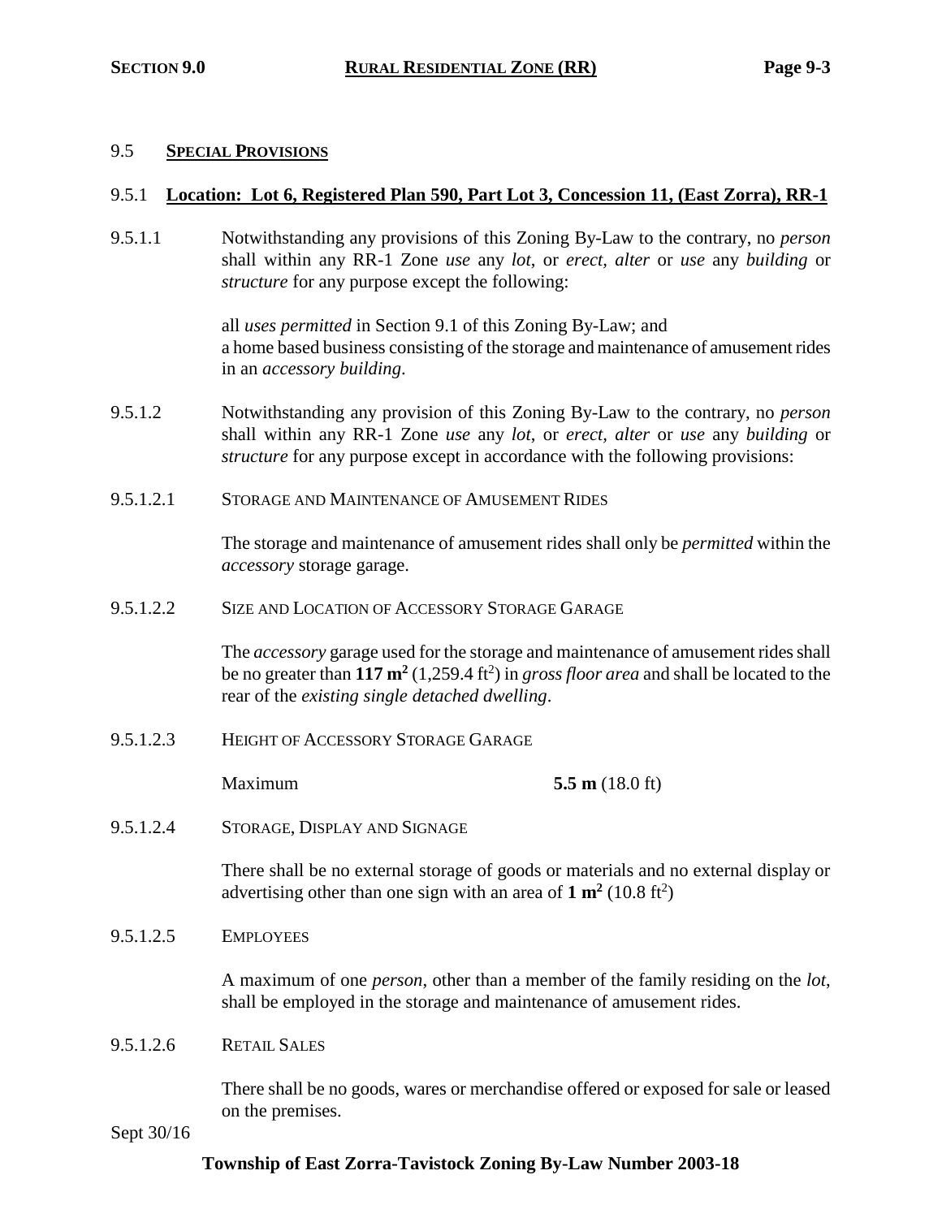## 9.5 SPECIAL PROVISIONS

### 9.5.1 Location: Lot 6, Registered Plan 590, Part Lot 3, Concession 11, (East Zorra), RR-1

9.5.1.1 Notwithstanding any provisions of this Zoning By-Law to the contrary, no *person* shall within any RR-1 Zone *use* any *lot*, or *erect, alter* or *use* any *building* or *structure* for any purpose except the following:

all *uses permitted* in Section 9.1 of this Zoning By-Law; and
a home based business consisting of the storage and maintenance of amusement rides in an *accessory building*.

9.5.1.2 Notwithstanding any provision of this Zoning By-Law to the contrary, no *person* shall within any RR-1 Zone *use* any *lot*, or *erect, alter* or *use* any *building* or *structure* for any purpose except in accordance with the following provisions:

9.5.1.2.1 STORAGE AND MAINTENANCE OF AMUSEMENT RIDES

The storage and maintenance of amusement rides shall only be *permitted* within the *accessory* storage garage.

9.5.1.2.2 SIZE AND LOCATION OF ACCESSORY STORAGE GARAGE

The *accessory* garage used for the storage and maintenance of amusement rides shall be no greater than **117 $m^2$** (1,259.4 $ft^2$) in *gross floor area* and shall be located to the rear of the *existing single detached dwelling*.

9.5.1.2.3 HEIGHT OF ACCESSORY STORAGE GARAGE

Maximum **5.5 m** (18.0 ft)

9.5.1.2.4 STORAGE, DISPLAY AND SIGNAGE

There shall be no external storage of goods or materials and no external display or advertising other than one sign with an area of **1 $m^2$** (10.8 $ft^2$)

9.5.1.2.5 EMPLOYEES

A maximum of one *person*, other than a member of the family residing on the *lot*, shall be employed in the storage and maintenance of amusement rides.

9.5.1.2.6 RETAIL SALES

There shall be no goods, wares or merchandise offered or exposed for sale or leased on the premises.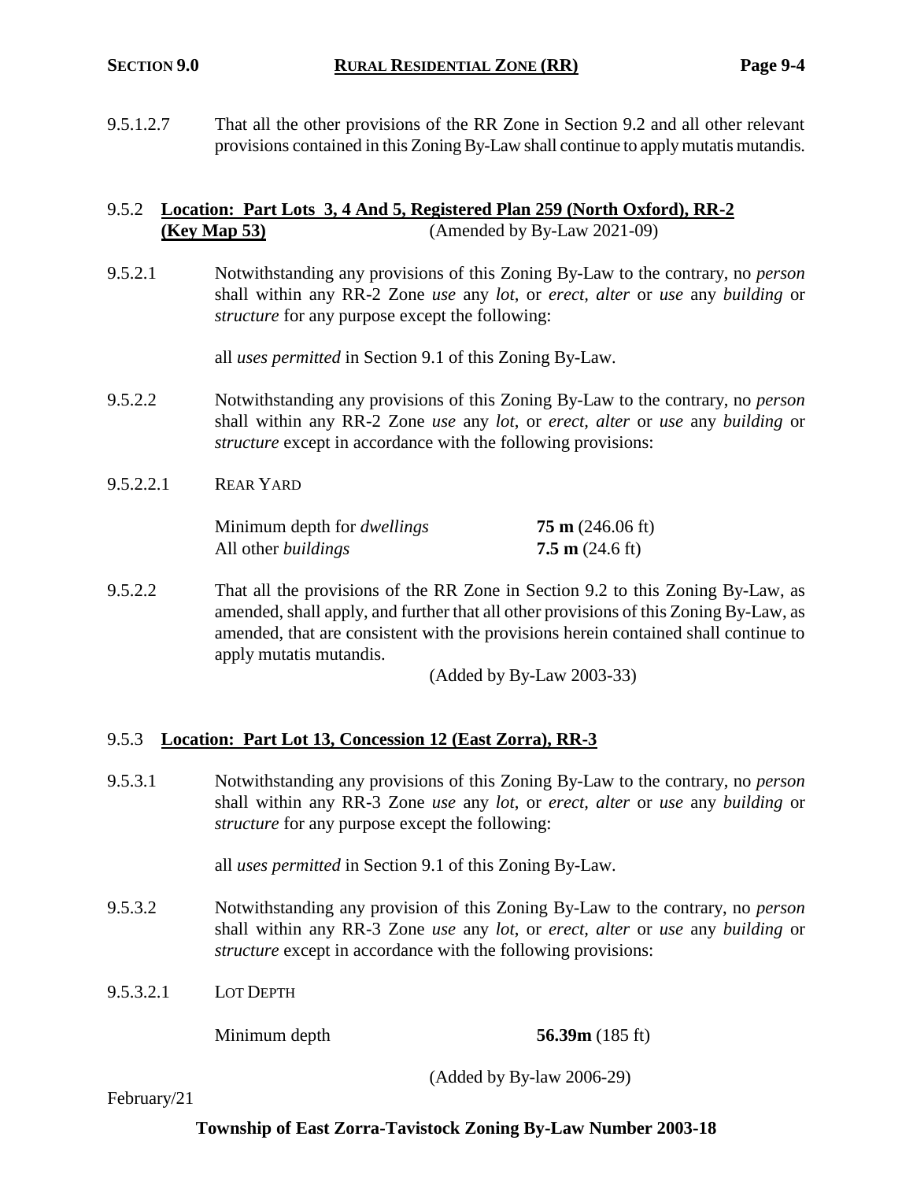9.5.1.2.7 That all the other provisions of the RR Zone in Section 9.2 and all other relevant provisions contained in this Zoning By-Law shall continue to apply mutatis mutandis.

## 9.5.2 **Location: Part Lots 3, 4 And 5, Registered Plan 259 (North Oxford), RR-2 (Key Map 53)** (Amended by By-Law 2021-09)

9.5.2.1 Notwithstanding any provisions of this Zoning By-Law to the contrary, no *person* shall within any RR-2 Zone *use* any *lot*, or *erect*, *alter* or *use* any *building* or *structure* for any purpose except the following:

all *uses permitted* in Section 9.1 of this Zoning By-Law.

9.5.2.2 Notwithstanding any provisions of this Zoning By-Law to the contrary, no *person* shall within any RR-2 Zone *use* any *lot*, or *erect*, *alter* or *use* any *building* or *structure* except in accordance with the following provisions:

9.5.2.2.1 REAR YARD

| | |
|---|---|
| Minimum depth for *dwellings* | **75 m** (246.06 ft) |
| All other *buildings* | **7.5 m** (24.6 ft) |

9.5.2.2 That all the provisions of the RR Zone in Section 9.2 to this Zoning By-Law, as amended, shall apply, and further that all other provisions of this Zoning By-Law, as amended, that are consistent with the provisions herein contained shall continue to apply mutatis mutandis.

(Added by By-Law 2003-33)

## 9.5.3 **Location: Part Lot 13, Concession 12 (East Zorra), RR-3**

9.5.3.1 Notwithstanding any provisions of this Zoning By-Law to the contrary, no *person* shall within any RR-3 Zone *use* any *lot*, or *erect*, *alter* or *use* any *building* or *structure* for any purpose except the following:

all *uses permitted* in Section 9.1 of this Zoning By-Law.

9.5.3.2 Notwithstanding any provision of this Zoning By-Law to the contrary, no *person* shall within any RR-3 Zone *use* any *lot*, or *erect*, *alter* or *use* any *building* or *structure* except in accordance with the following provisions:

9.5.3.2.1 LOT DEPTH

| | |
|---|---|
| Minimum depth | **56.39m** (185 ft) |

(Added by By-law 2006-29)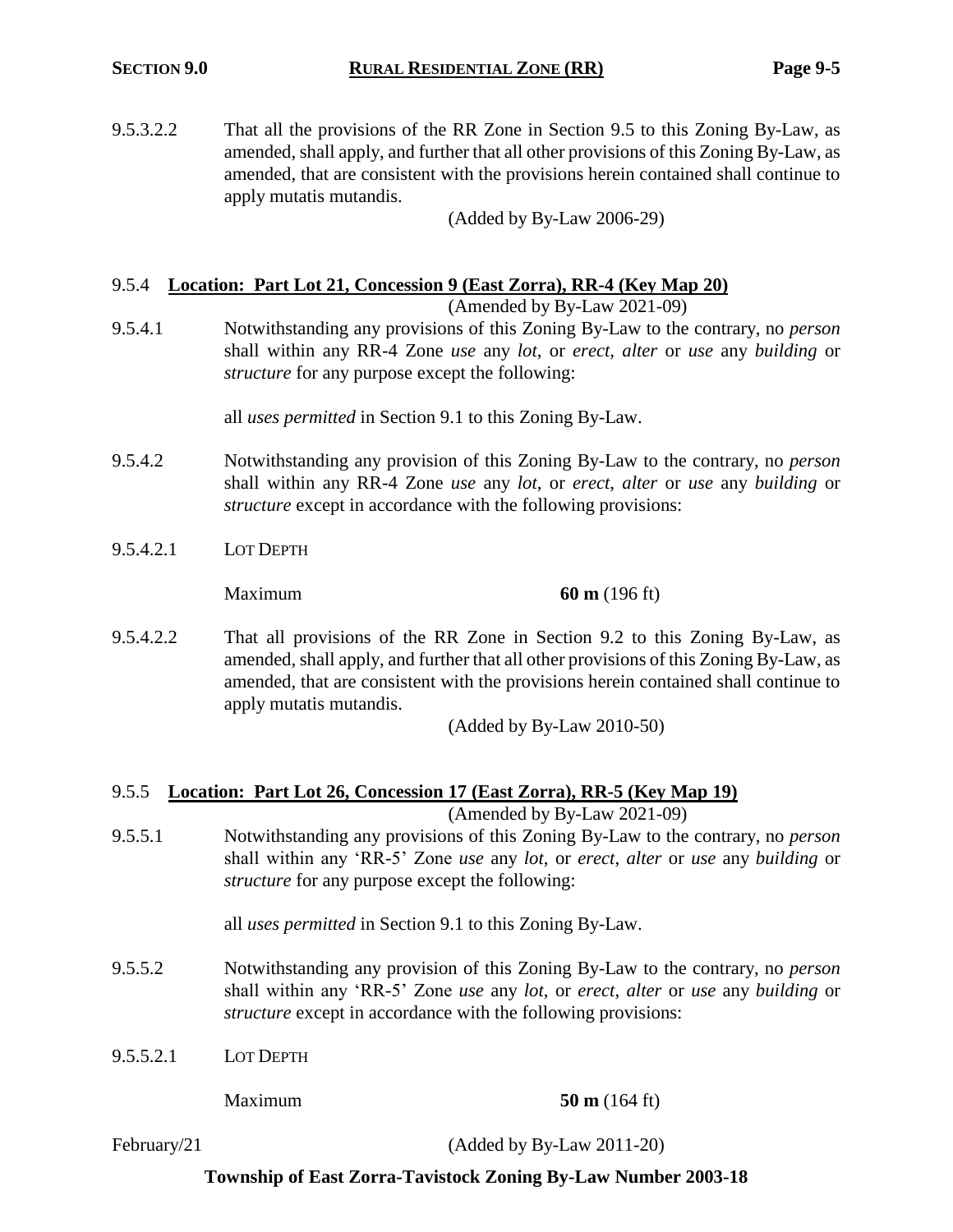9.5.3.2.2 That all the provisions of the RR Zone in Section 9.5 to this Zoning By-Law, as amended, shall apply, and further that all other provisions of this Zoning By-Law, as amended, that are consistent with the provisions herein contained shall continue to apply mutatis mutandis.

(Added by By-Law 2006-29)

### 9.5.4 Location: Part Lot 21, Concession 9 (East Zorra), RR-4 (Key Map 20)

(Amended by By-Law 2021-09)

9.5.4.1 Notwithstanding any provisions of this Zoning By-Law to the contrary, no *person* shall within any RR-4 Zone *use* any *lot*, or *erect*, *alter* or *use* any *building* or *structure* for any purpose except the following:

all *uses permitted* in Section 9.1 to this Zoning By-Law.

9.5.4.2 Notwithstanding any provision of this Zoning By-Law to the contrary, no *person* shall within any RR-4 Zone *use* any *lot*, or *erect*, *alter* or *use* any *building* or *structure* except in accordance with the following provisions:

9.5.4.2.1 LOT DEPTH

Maximum **60 m** (196 ft)

9.5.4.2.2 That all provisions of the RR Zone in Section 9.2 to this Zoning By-Law, as amended, shall apply, and further that all other provisions of this Zoning By-Law, as amended, that are consistent with the provisions herein contained shall continue to apply mutatis mutandis.

(Added by By-Law 2010-50)

### 9.5.5 Location: Part Lot 26, Concession 17 (East Zorra), RR-5 (Key Map 19)

(Amended by By-Law 2021-09)

9.5.5.1 Notwithstanding any provisions of this Zoning By-Law to the contrary, no *person* shall within any 'RR-5' Zone *use* any *lot*, or *erect*, *alter* or *use* any *building* or *structure* for any purpose except the following:

all *uses permitted* in Section 9.1 to this Zoning By-Law.

9.5.5.2 Notwithstanding any provision of this Zoning By-Law to the contrary, no *person* shall within any 'RR-5' Zone *use* any *lot*, or *erect*, *alter* or *use* any *building* or *structure* except in accordance with the following provisions:

9.5.5.2.1 LOT DEPTH

Maximum **50 m** (164 ft)

(Added by By-Law 2011-20)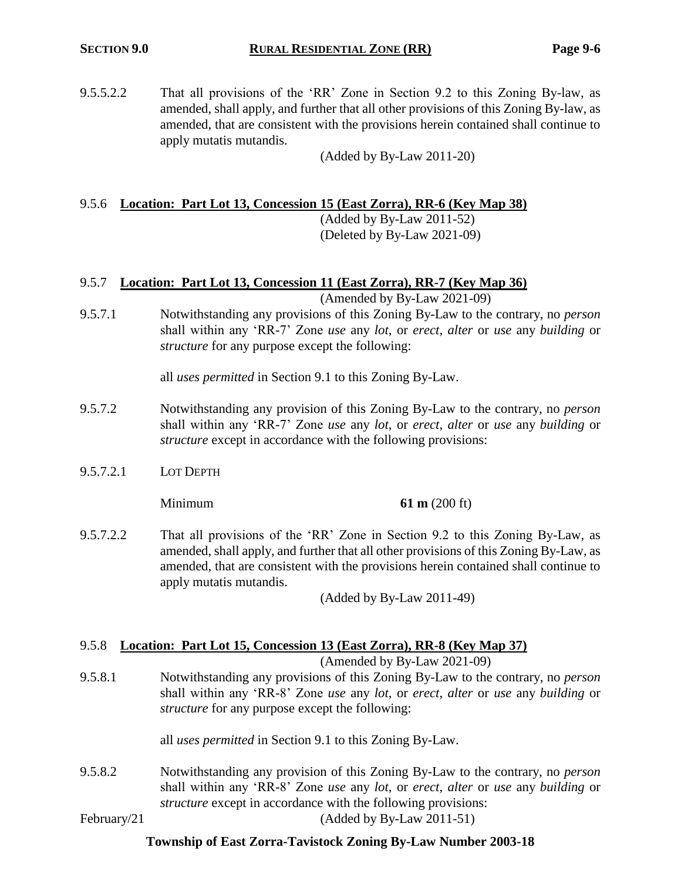9.5.5.2.2 That all provisions of the 'RR' Zone in Section 9.2 to this Zoning By-law, as amended, shall apply, and further that all other provisions of this Zoning By-law, as amended, that are consistent with the provisions herein contained shall continue to apply mutatis mutandis.

(Added by By-Law 2011-20)

### 9.5.6 **Location: Part Lot 13, Concession 15 (East Zorra), RR-6 (Key Map 38)**

(Added by By-Law 2011-52)
(Deleted by By-Law 2021-09)

### 9.5.7 **Location: Part Lot 13, Concession 11 (East Zorra), RR-7 (Key Map 36)**

(Amended by By-Law 2021-09)

9.5.7.1 Notwithstanding any provisions of this Zoning By-Law to the contrary, no *person* shall within any 'RR-7' Zone *use* any *lot*, or *erect*, *alter* or *use* any *building* or *structure* for any purpose except the following:

all *uses permitted* in Section 9.1 to this Zoning By-Law.

9.5.7.2 Notwithstanding any provision of this Zoning By-Law to the contrary, no *person* shall within any 'RR-7' Zone *use* any *lot*, or *erect*, *alter* or *use* any *building* or *structure* except in accordance with the following provisions:

9.5.7.2.1 LOT DEPTH

Minimum **61 m** (200 ft)

9.5.7.2.2 That all provisions of the 'RR' Zone in Section 9.2 to this Zoning By-Law, as amended, shall apply, and further that all other provisions of this Zoning By-Law, as amended, that are consistent with the provisions herein contained shall continue to apply mutatis mutandis.

(Added by By-Law 2011-49)

### 9.5.8 **Location: Part Lot 15, Concession 13 (East Zorra), RR-8 (Key Map 37)**

(Amended by By-Law 2021-09)

9.5.8.1 Notwithstanding any provisions of this Zoning By-Law to the contrary, no *person* shall within any 'RR-8' Zone *use* any *lot*, or *erect*, *alter* or *use* any *building* or *structure* for any purpose except the following:

all *uses permitted* in Section 9.1 to this Zoning By-Law.

9.5.8.2 Notwithstanding any provision of this Zoning By-Law to the contrary, no *person* shall within any 'RR-8' Zone *use* any *lot*, or *erect*, *alter* or *use* any *building* or *structure* except in accordance with the following provisions:

(Added by By-Law 2011-51)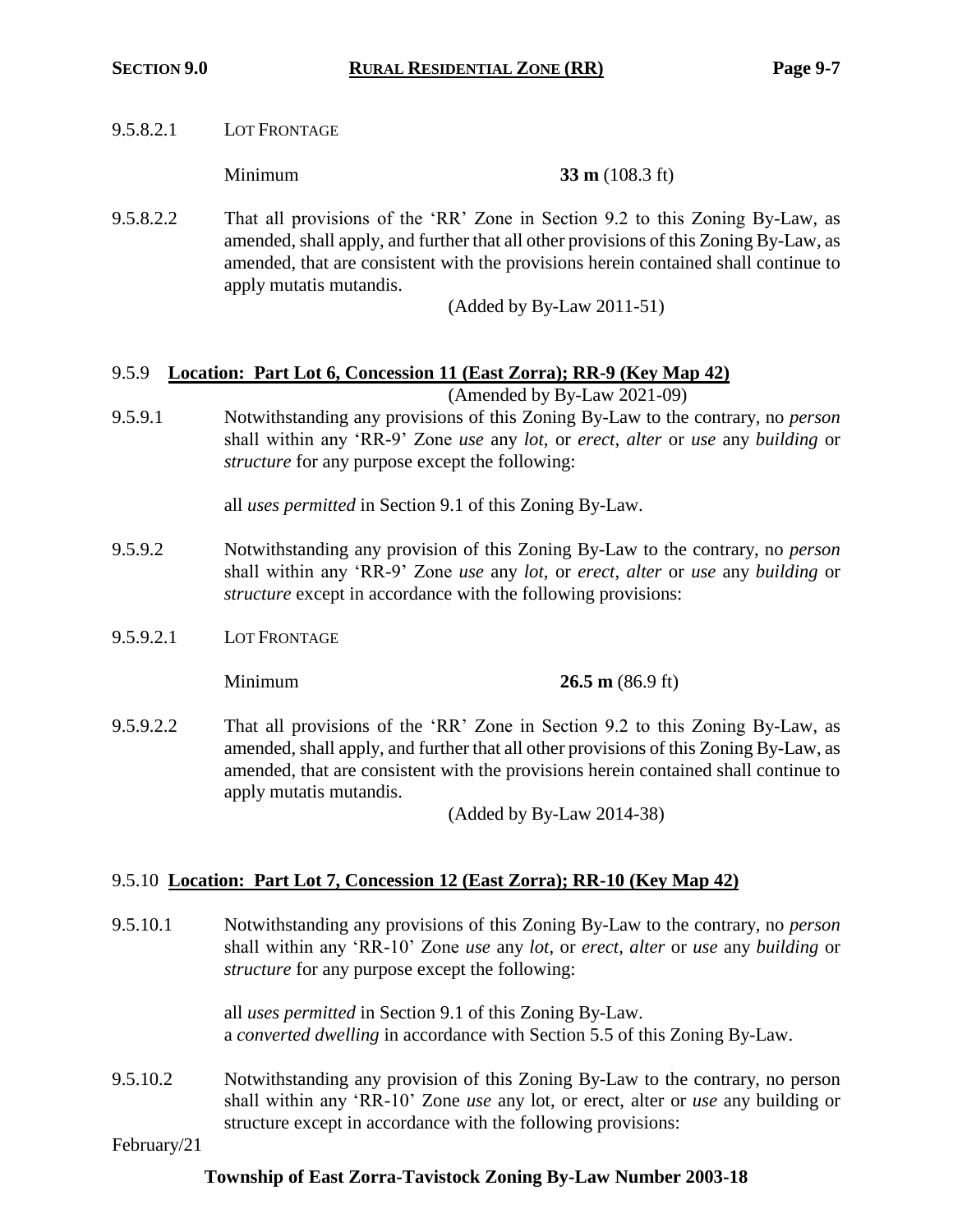9.5.8.2.1 LOT FRONTAGE

Minimum **33 m** (108.3 ft)

9.5.8.2.2 That all provisions of the 'RR' Zone in Section 9.2 to this Zoning By-Law, as amended, shall apply, and further that all other provisions of this Zoning By-Law, as amended, that are consistent with the provisions herein contained shall continue to apply mutatis mutandis.

(Added by By-Law 2011-51)

## 9.5.9 Location: Part Lot 6, Concession 11 (East Zorra); RR-9 (Key Map 42)

(Amended by By-Law 2021-09)

9.5.9.1 Notwithstanding any provisions of this Zoning By-Law to the contrary, no *person* shall within any 'RR-9' Zone *use* any *lot*, or *erect*, *alter* or *use* any *building* or *structure* for any purpose except the following:

all *uses permitted* in Section 9.1 of this Zoning By-Law.

9.5.9.2 Notwithstanding any provision of this Zoning By-Law to the contrary, no *person* shall within any 'RR-9' Zone *use* any *lot*, or *erect*, *alter* or *use* any *building* or *structure* except in accordance with the following provisions:

9.5.9.2.1 LOT FRONTAGE

Minimum **26.5 m** (86.9 ft)

9.5.9.2.2 That all provisions of the 'RR' Zone in Section 9.2 to this Zoning By-Law, as amended, shall apply, and further that all other provisions of this Zoning By-Law, as amended, that are consistent with the provisions herein contained shall continue to apply mutatis mutandis.

(Added by By-Law 2014-38)

## 9.5.10 Location: Part Lot 7, Concession 12 (East Zorra); RR-10 (Key Map 42)

9.5.10.1 Notwithstanding any provisions of this Zoning By-Law to the contrary, no *person* shall within any 'RR-10' Zone *use* any *lot*, or *erect*, *alter* or *use* any *building* or *structure* for any purpose except the following:

all *uses permitted* in Section 9.1 of this Zoning By-Law.
a *converted dwelling* in accordance with Section 5.5 of this Zoning By-Law.

9.5.10.2 Notwithstanding any provision of this Zoning By-Law to the contrary, no person shall within any 'RR-10' Zone *use* any lot, or erect, alter or *use* any building or structure except in accordance with the following provisions: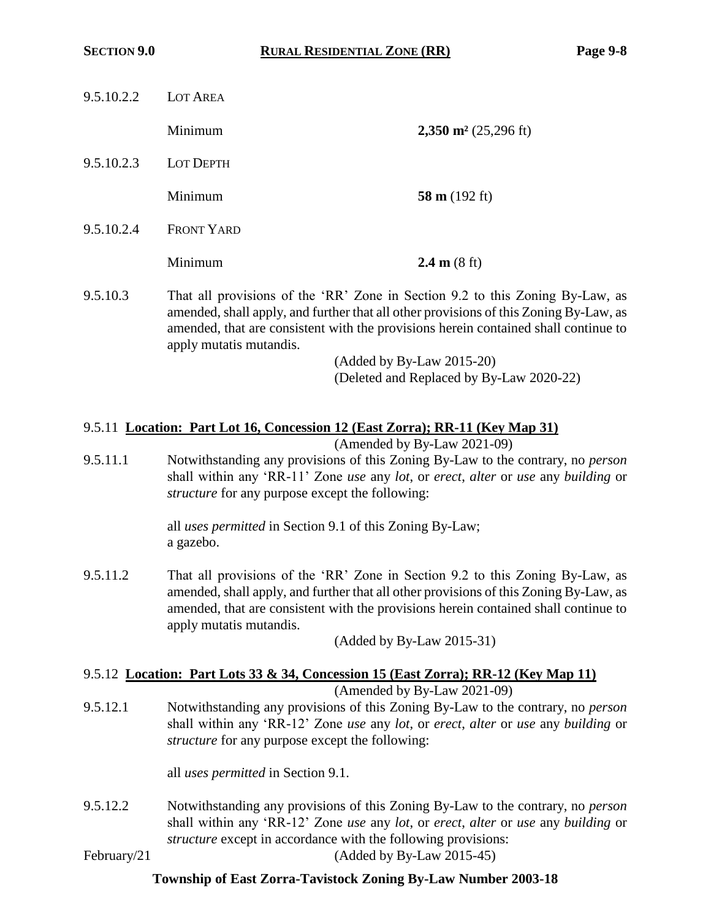9.5.10.2.2 LOT AREA

Minimum **2,350 m²** (25,296 ft)

9.5.10.2.3 LOT DEPTH

Minimum **58 m** (192 ft)

9.5.10.2.4 FRONT YARD

Minimum **2.4 m** (8 ft)

9.5.10.3 That all provisions of the 'RR' Zone in Section 9.2 to this Zoning By-Law, as amended, shall apply, and further that all other provisions of this Zoning By-Law, as amended, that are consistent with the provisions herein contained shall continue to apply mutatis mutandis.

(Added by By-Law 2015-20)
(Deleted and Replaced by By-Law 2020-22)

### 9.5.11 Location: Part Lot 16, Concession 12 (East Zorra); RR-11 (Key Map 31)

(Amended by By-Law 2021-09)

9.5.11.1 Notwithstanding any provisions of this Zoning By-Law to the contrary, no *person* shall within any 'RR-11' Zone *use* any *lot*, or *erect*, *alter* or *use* any *building* or *structure* for any purpose except the following:

all *uses permitted* in Section 9.1 of this Zoning By-Law;
a gazebo.

9.5.11.2 That all provisions of the 'RR' Zone in Section 9.2 to this Zoning By-Law, as amended, shall apply, and further that all other provisions of this Zoning By-Law, as amended, that are consistent with the provisions herein contained shall continue to apply mutatis mutandis.

(Added by By-Law 2015-31)

### 9.5.12 Location: Part Lots 33 & 34, Concession 15 (East Zorra); RR-12 (Key Map 11)

(Amended by By-Law 2021-09)

9.5.12.1 Notwithstanding any provisions of this Zoning By-Law to the contrary, no *person* shall within any 'RR-12' Zone *use* any *lot*, or *erect*, *alter* or *use* any *building* or *structure* for any purpose except the following:

all *uses permitted* in Section 9.1.

9.5.12.2 Notwithstanding any provisions of this Zoning By-Law to the contrary, no *person* shall within any 'RR-12' Zone *use* any *lot*, or *erect*, *alter* or *use* any *building* or *structure* except in accordance with the following provisions:

(Added by By-Law 2015-45)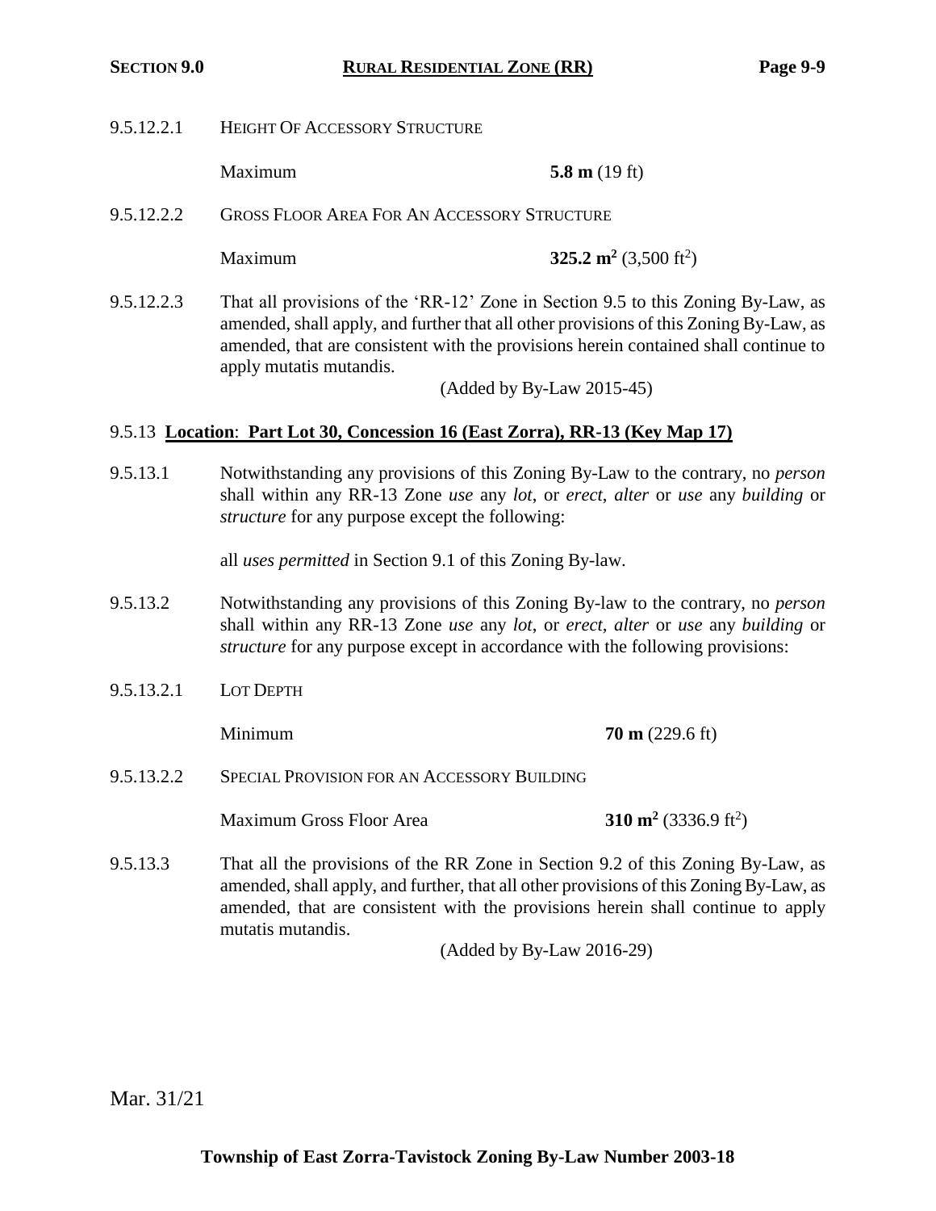9.5.12.2.1 HEIGHT OF ACCESSORY STRUCTURE

Maximum **5.8 m** (19 ft)

9.5.12.2.2 GROSS FLOOR AREA FOR AN ACCESSORY STRUCTURE

Maximum **325.2 m$^2$** (3,500 ft$^2$)

9.5.12.2.3 That all provisions of the 'RR-12' Zone in Section 9.5 to this Zoning By-Law, as amended, shall apply, and further that all other provisions of this Zoning By-Law, as amended, that are consistent with the provisions herein contained shall continue to apply mutatis mutandis.

(Added by By-Law 2015-45)

## 9.5.13 **Location: Part Lot 30, Concession 16 (East Zorra), RR-13 (Key Map 17)**

9.5.13.1 Notwithstanding any provisions of this Zoning By-Law to the contrary, no *person* shall within any RR-13 Zone *use* any *lot*, or *erect*, *alter* or *use* any *building* or *structure* for any purpose except the following:

all *uses permitted* in Section 9.1 of this Zoning By-law.

9.5.13.2 Notwithstanding any provisions of this Zoning By-law to the contrary, no *person* shall within any RR-13 Zone *use* any *lot*, or *erect, alter* or *use* any *building* or *structure* for any purpose except in accordance with the following provisions:

9.5.13.2.1 LOT DEPTH

Minimum **70 m** (229.6 ft)

9.5.13.2.2 SPECIAL PROVISION FOR AN ACCESSORY BUILDING

Maximum Gross Floor Area **310 m$^2$** (3336.9 ft$^2$)

9.5.13.3 That all the provisions of the RR Zone in Section 9.2 of this Zoning By-Law, as amended, shall apply, and further, that all other provisions of this Zoning By-Law, as amended, that are consistent with the provisions herein shall continue to apply mutatis mutandis.

(Added by By-Law 2016-29)

Mar. 31/21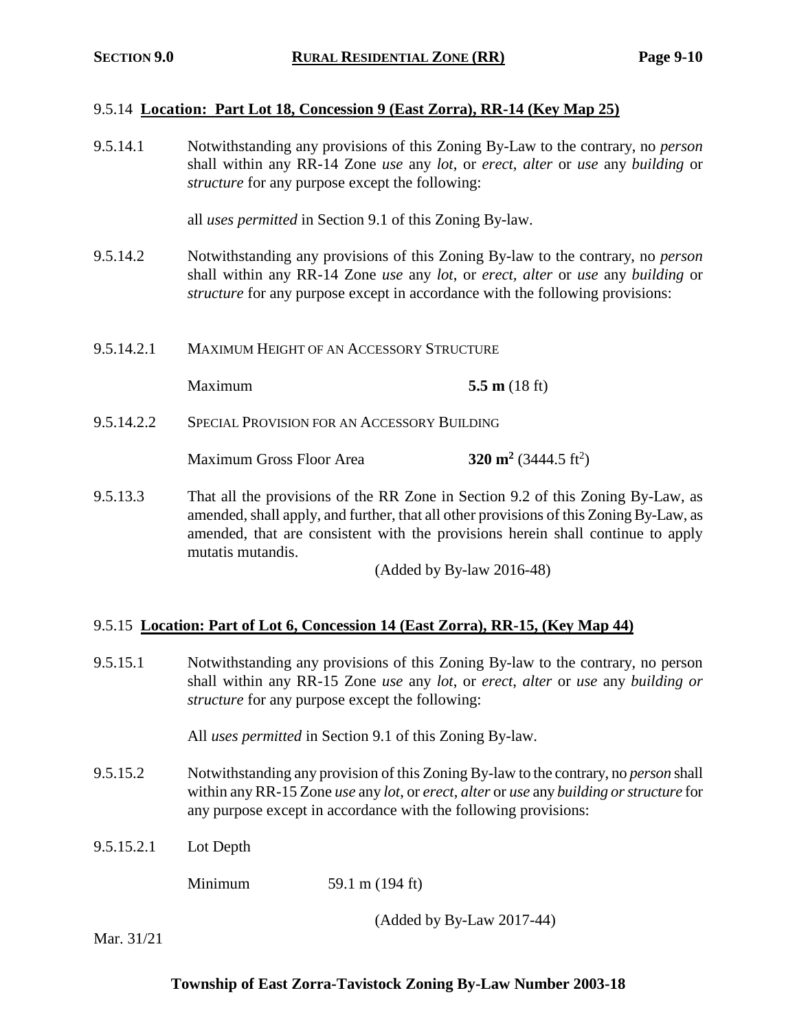### 9.5.14 **Location: Part Lot 18, Concession 9 (East Zorra), RR-14 (Key Map 25)**

9.5.14.1 Notwithstanding any provisions of this Zoning By-Law to the contrary, no *person* shall within any RR-14 Zone *use* any *lot*, or *erect*, *alter* or *use* any *building* or *structure* for any purpose except the following:

all *uses permitted* in Section 9.1 of this Zoning By-law.

9.5.14.2 Notwithstanding any provisions of this Zoning By-law to the contrary, no *person* shall within any RR-14 Zone *use* any *lot*, or *erect*, *alter* or *use* any *building* or *structure* for any purpose except in accordance with the following provisions:

9.5.14.2.1 MAXIMUM HEIGHT OF AN ACCESSORY STRUCTURE

Maximum **5.5 m** (18 ft)

9.5.14.2.2 SPECIAL PROVISION FOR AN ACCESSORY BUILDING

Maximum Gross Floor Area **320 m²** (3444.5 ft²)

9.5.13.3 That all the provisions of the RR Zone in Section 9.2 of this Zoning By-Law, as amended, shall apply, and further, that all other provisions of this Zoning By-Law, as amended, that are consistent with the provisions herein shall continue to apply mutatis mutandis.

(Added by By-law 2016-48)

### 9.5.15 **Location: Part of Lot 6, Concession 14 (East Zorra), RR-15, (Key Map 44)**

9.5.15.1 Notwithstanding any provisions of this Zoning By-law to the contrary, no person shall within any RR-15 Zone *use* any *lot*, or *erect*, *alter* or *use* any *building or structure* for any purpose except the following:

All *uses permitted* in Section 9.1 of this Zoning By-law.

9.5.15.2 Notwithstanding any provision of this Zoning By-law to the contrary, no *person* shall within any RR-15 Zone *use* any *lot*, or *erect*, *alter* or *use* any *building or structure* for any purpose except in accordance with the following provisions:

9.5.15.2.1 Lot Depth

Minimum 59.1 m (194 ft)

(Added by By-Law 2017-44)

Mar. 31/21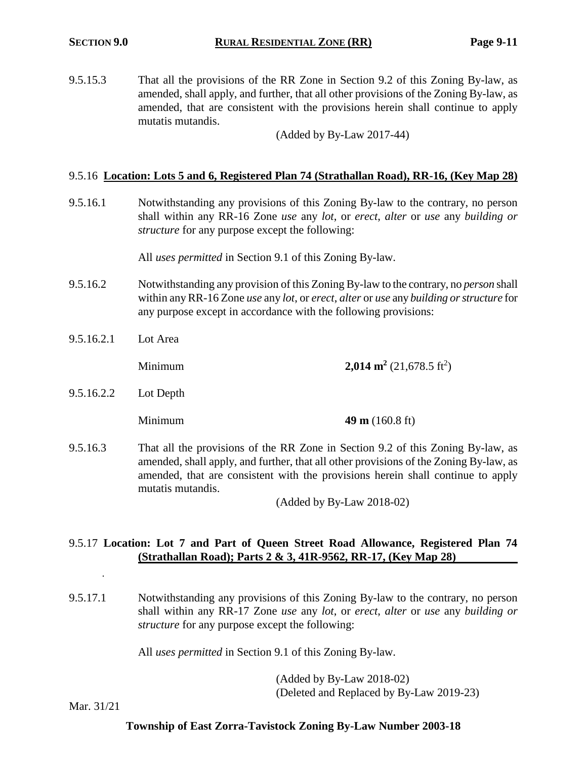9.5.15.3 That all the provisions of the RR Zone in Section 9.2 of this Zoning By-law, as amended, shall apply, and further, that all other provisions of the Zoning By-law, as amended, that are consistent with the provisions herein shall continue to apply mutatis mutandis.

(Added by By-Law 2017-44)

### 9.5.16 Location: Lots 5 and 6, Registered Plan 74 (Strathallan Road), RR-16, (Key Map 28)

9.5.16.1 Notwithstanding any provisions of this Zoning By-law to the contrary, no person shall within any RR-16 Zone *use* any *lot*, or *erect*, *alter* or *use* any *building or structure* for any purpose except the following:

All *uses permitted* in Section 9.1 of this Zoning By-law.

9.5.16.2 Notwithstanding any provision of this Zoning By-law to the contrary, no *person* shall within any RR-16 Zone *use* any *lot*, or *erect*, *alter* or *use* any *building or structure* for any purpose except in accordance with the following provisions:

9.5.16.2.1 Lot Area

Minimum **2,014 m$^2$** (21,678.5 ft$^2$)

9.5.16.2.2 Lot Depth

Minimum **49 m** (160.8 ft)

9.5.16.3 That all the provisions of the RR Zone in Section 9.2 of this Zoning By-law, as amended, shall apply, and further, that all other provisions of the Zoning By-law, as amended, that are consistent with the provisions herein shall continue to apply mutatis mutandis.

(Added by By-Law 2018-02)

### 9.5.17 Location: Lot 7 and Part of Queen Street Road Allowance, Registered Plan 74 (Strathallan Road); Parts 2 & 3, 41R-9562, RR-17, (Key Map 28)

9.5.17.1 Notwithstanding any provisions of this Zoning By-law to the contrary, no person shall within any RR-17 Zone *use* any *lot*, or *erect*, *alter* or *use* any *building or structure* for any purpose except the following:

All *uses permitted* in Section 9.1 of this Zoning By-law.

(Added by By-Law 2018-02)
(Deleted and Replaced by By-Law 2019-23)

Mar. 31/21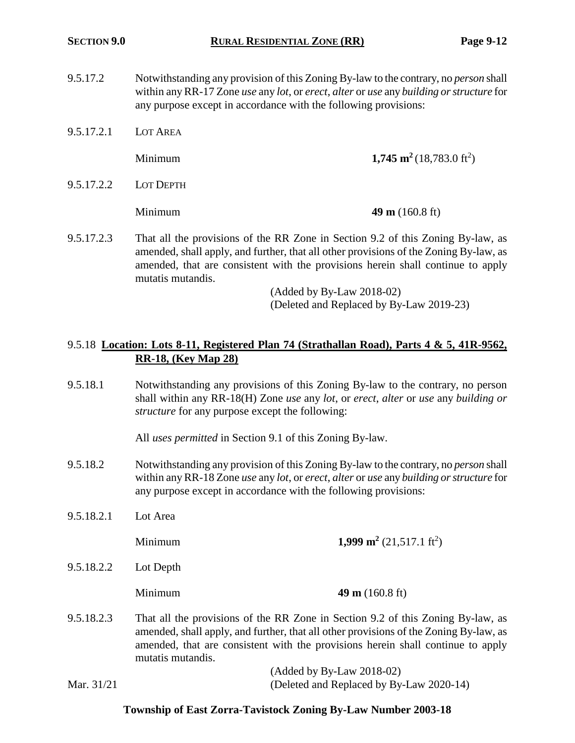9.5.17.2 Notwithstanding any provision of this Zoning By-law to the contrary, no *person* shall within any RR-17 Zone *use* any *lot*, or *erect*, *alter* or *use* any *building or structure* for any purpose except in accordance with the following provisions:

9.5.17.2.1 LOT AREA

Minimum **1,745 m$^2$** (18,783.0 ft$^2$)

9.5.17.2.2 LOT DEPTH

Minimum **49 m** (160.8 ft)

9.5.17.2.3 That all the provisions of the RR Zone in Section 9.2 of this Zoning By-law, as amended, shall apply, and further, that all other provisions of the Zoning By-law, as amended, that are consistent with the provisions herein shall continue to apply mutatis mutandis.

(Added by By-Law 2018-02)
(Deleted and Replaced by By-Law 2019-23)

### 9.5.18 Location: Lots 8-11, Registered Plan 74 (Strathallan Road), Parts 4 & 5, 41R-9562, RR-18, (Key Map 28)

9.5.18.1 Notwithstanding any provisions of this Zoning By-law to the contrary, no person shall within any RR-18(H) Zone *use* any *lot*, or *erect*, *alter* or *use* any *building or structure* for any purpose except the following:

All *uses permitted* in Section 9.1 of this Zoning By-law.

9.5.18.2 Notwithstanding any provision of this Zoning By-law to the contrary, no *person* shall within any RR-18 Zone *use* any *lot*, or *erect*, *alter* or *use* any *building or structure* for any purpose except in accordance with the following provisions:

9.5.18.2.1 Lot Area

Minimum **1,999 m$^2$** (21,517.1 ft$^2$)

9.5.18.2.2 Lot Depth

Minimum **49 m** (160.8 ft)

9.5.18.2.3 That all the provisions of the RR Zone in Section 9.2 of this Zoning By-law, as amended, shall apply, and further, that all other provisions of the Zoning By-law, as amended, that are consistent with the provisions herein shall continue to apply mutatis mutandis.

(Added by By-Law 2018-02)
(Deleted and Replaced by By-Law 2020-14)

Mar. 31/21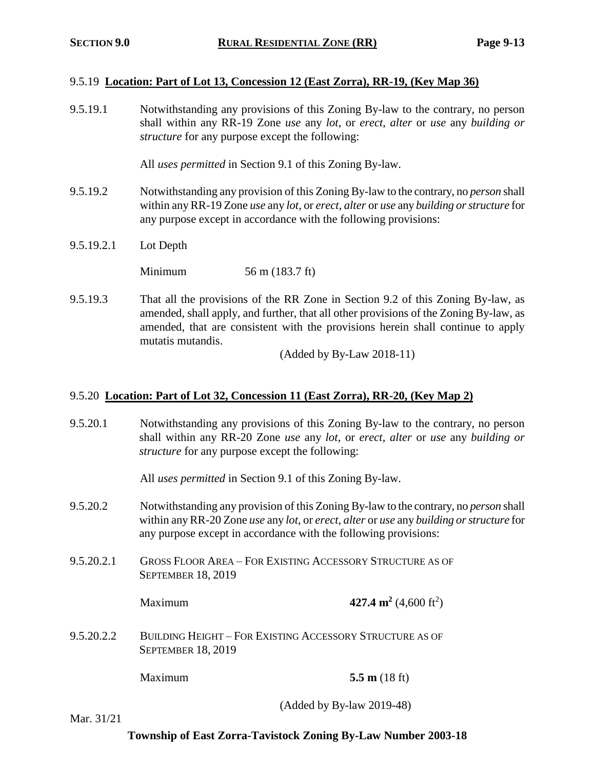9.5.19 **Location: Part of Lot 13, Concession 12 (East Zorra), RR-19, (Key Map 36)**

9.5.19.1 Notwithstanding any provisions of this Zoning By-law to the contrary, no person shall within any RR-19 Zone *use* any *lot*, or *erect*, *alter* or *use* any *building or structure* for any purpose except the following:

All *uses permitted* in Section 9.1 of this Zoning By-law.

9.5.19.2 Notwithstanding any provision of this Zoning By-law to the contrary, no *person* shall within any RR-19 Zone *use* any *lot*, or *erect*, *alter* or *use* any *building or structure* for any purpose except in accordance with the following provisions:

9.5.19.2.1 Lot Depth

Minimum 56 m (183.7 ft)

9.5.19.3 That all the provisions of the RR Zone in Section 9.2 of this Zoning By-law, as amended, shall apply, and further, that all other provisions of the Zoning By-law, as amended, that are consistent with the provisions herein shall continue to apply mutatis mutandis.

(Added by By-Law 2018-11)

9.5.20 **Location: Part of Lot 32, Concession 11 (East Zorra), RR-20, (Key Map 2)**

9.5.20.1 Notwithstanding any provisions of this Zoning By-law to the contrary, no person shall within any RR-20 Zone *use* any *lot*, or *erect*, *alter* or *use* any *building or structure* for any purpose except the following:

All *uses permitted* in Section 9.1 of this Zoning By-law.

9.5.20.2 Notwithstanding any provision of this Zoning By-law to the contrary, no *person* shall within any RR-20 Zone *use* any *lot*, or *erect*, *alter* or *use* any *building or structure* for any purpose except in accordance with the following provisions:

9.5.20.2.1 GROSS FLOOR AREA – FOR EXISTING ACCESSORY STRUCTURE AS OF SEPTEMBER 18, 2019

Maximum **427.4 m$^2$** (4,600 ft$^2$)

9.5.20.2.2 BUILDING HEIGHT – FOR EXISTING ACCESSORY STRUCTURE AS OF SEPTEMBER 18, 2019

Maximum **5.5 m** (18 ft)

(Added by By-law 2019-48)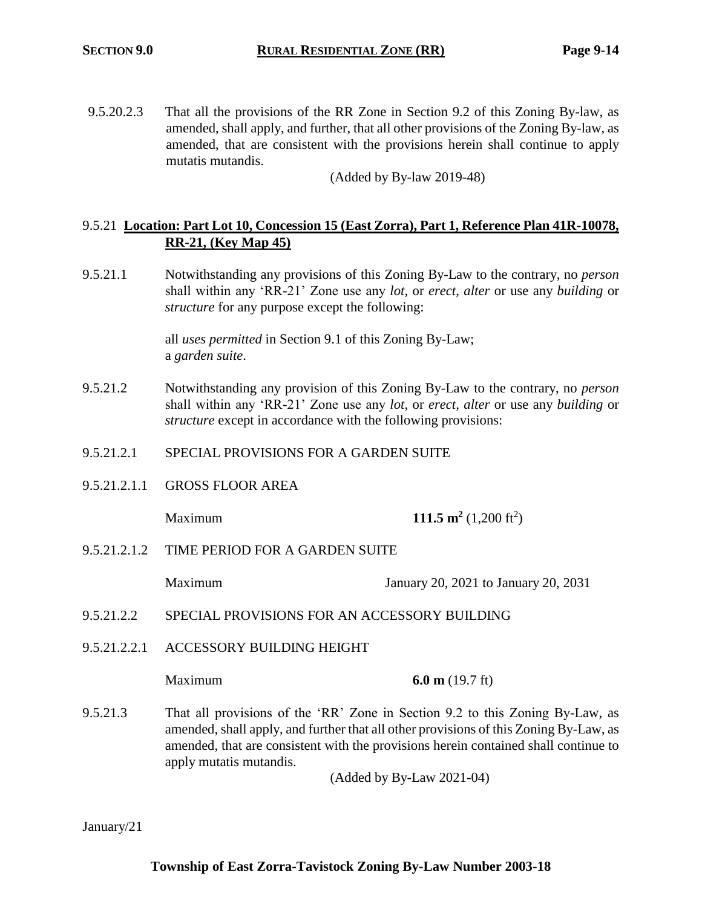9.5.20.2.3 That all the provisions of the RR Zone in Section 9.2 of this Zoning By-law, as amended, shall apply, and further, that all other provisions of the Zoning By-law, as amended, that are consistent with the provisions herein shall continue to apply mutatis mutandis.

(Added by By-law 2019-48)

### 9.5.21 **Location: Part Lot 10, Concession 15 (East Zorra), Part 1, Reference Plan 41R-10078, RR-21, (Key Map 45)**

9.5.21.1 Notwithstanding any provisions of this Zoning By-Law to the contrary, no *person* shall within any 'RR-21' Zone use any *lot*, or *erect, alter* or use any *building* or *structure* for any purpose except the following:

all *uses permitted* in Section 9.1 of this Zoning By-Law;
a *garden suite*.

9.5.21.2 Notwithstanding any provision of this Zoning By-Law to the contrary, no *person* shall within any 'RR-21' Zone use any *lot*, or *erect, alter* or use any *building* or *structure* except in accordance with the following provisions:

9.5.21.2.1 SPECIAL PROVISIONS FOR A GARDEN SUITE

9.5.21.2.1.1 GROSS FLOOR AREA

| | |
|---|---|
| Maximum | **111.5 m²** (1,200 ft²) |

9.5.21.2.1.2 TIME PERIOD FOR A GARDEN SUITE

| | |
|---|---|
| Maximum | January 20, 2021 to January 20, 2031 |

9.5.21.2.2 SPECIAL PROVISIONS FOR AN ACCESSORY BUILDING

9.5.21.2.2.1 ACCESSORY BUILDING HEIGHT

| | |
|---|---|
| Maximum | **6.0 m** (19.7 ft) |

9.5.21.3 That all provisions of the 'RR' Zone in Section 9.2 to this Zoning By-Law, as amended, shall apply, and further that all other provisions of this Zoning By-Law, as amended, that are consistent with the provisions herein contained shall continue to apply mutatis mutandis.

(Added by By-Law 2021-04)

January/21